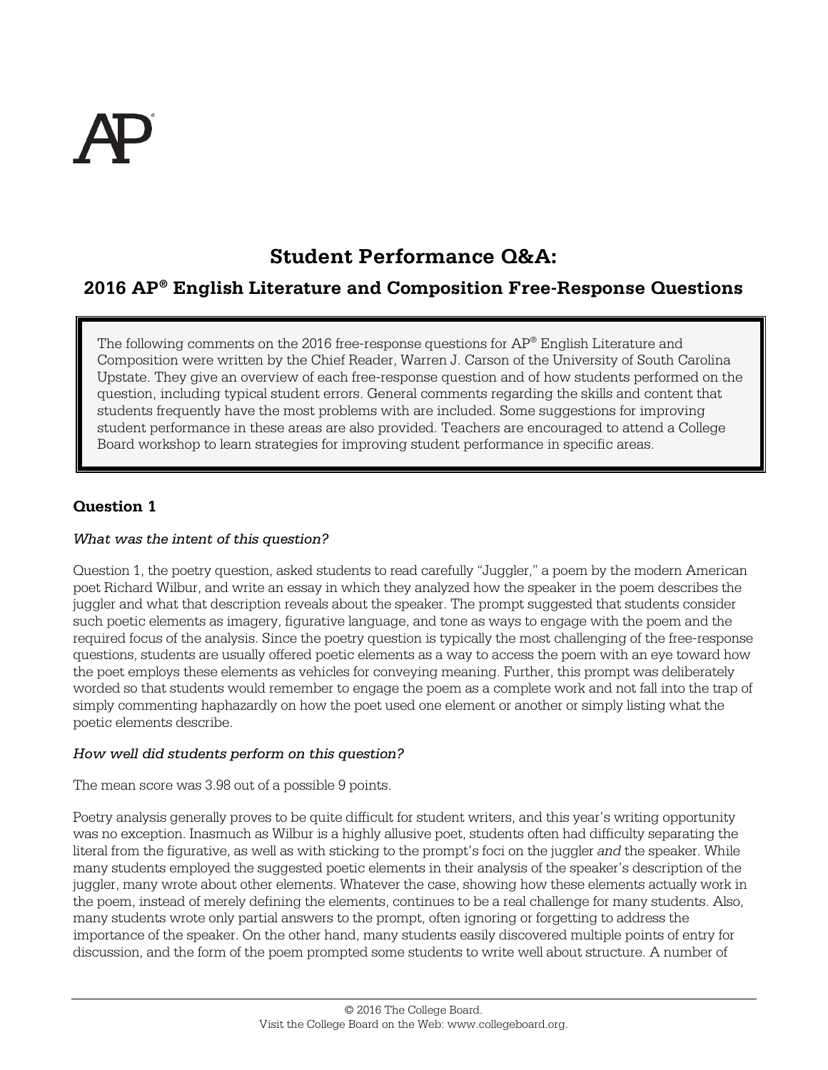AP

# Student Performance Q&A:

## 2016 AP® English Literature and Composition Free-Response Questions

The following comments on the 2016 free-response questions for AP® English Literature and Composition were written by the Chief Reader, Warren J. Carson of the University of South Carolina Upstate. They give an overview of each free-response question and of how students performed on the question, including typical student errors. General comments regarding the skills and content that students frequently have the most problems with are included. Some suggestions for improving student performance in these areas are also provided. Teachers are encouraged to attend a College Board workshop to learn strategies for improving student performance in specific areas.

### Question 1

*What was the intent of this question?*

Question 1, the poetry question, asked students to read carefully "Juggler," a poem by the modern American poet Richard Wilbur, and write an essay in which they analyzed how the speaker in the poem describes the juggler and what that description reveals about the speaker. The prompt suggested that students consider such poetic elements as imagery, figurative language, and tone as ways to engage with the poem and the required focus of the analysis. Since the poetry question is typically the most challenging of the free-response questions, students are usually offered poetic elements as a way to access the poem with an eye toward how the poet employs these elements as vehicles for conveying meaning. Further, this prompt was deliberately worded so that students would remember to engage the poem as a complete work and not fall into the trap of simply commenting haphazardly on how the poet used one element or another or simply listing what the poetic elements describe.

*How well did students perform on this question?*

The mean score was 3.98 out of a possible 9 points.

Poetry analysis generally proves to be quite difficult for student writers, and this year's writing opportunity was no exception. Inasmuch as Wilbur is a highly allusive poet, students often had difficulty separating the literal from the figurative, as well as with sticking to the prompt's foci on the juggler *and* the speaker. While many students employed the suggested poetic elements in their analysis of the speaker's description of the juggler, many wrote about other elements. Whatever the case, showing how these elements actually work in the poem, instead of merely defining the elements, continues to be a real challenge for many students. Also, many students wrote only partial answers to the prompt, often ignoring or forgetting to address the importance of the speaker. On the other hand, many students easily discovered multiple points of entry for discussion, and the form of the poem prompted some students to write well about structure. A number of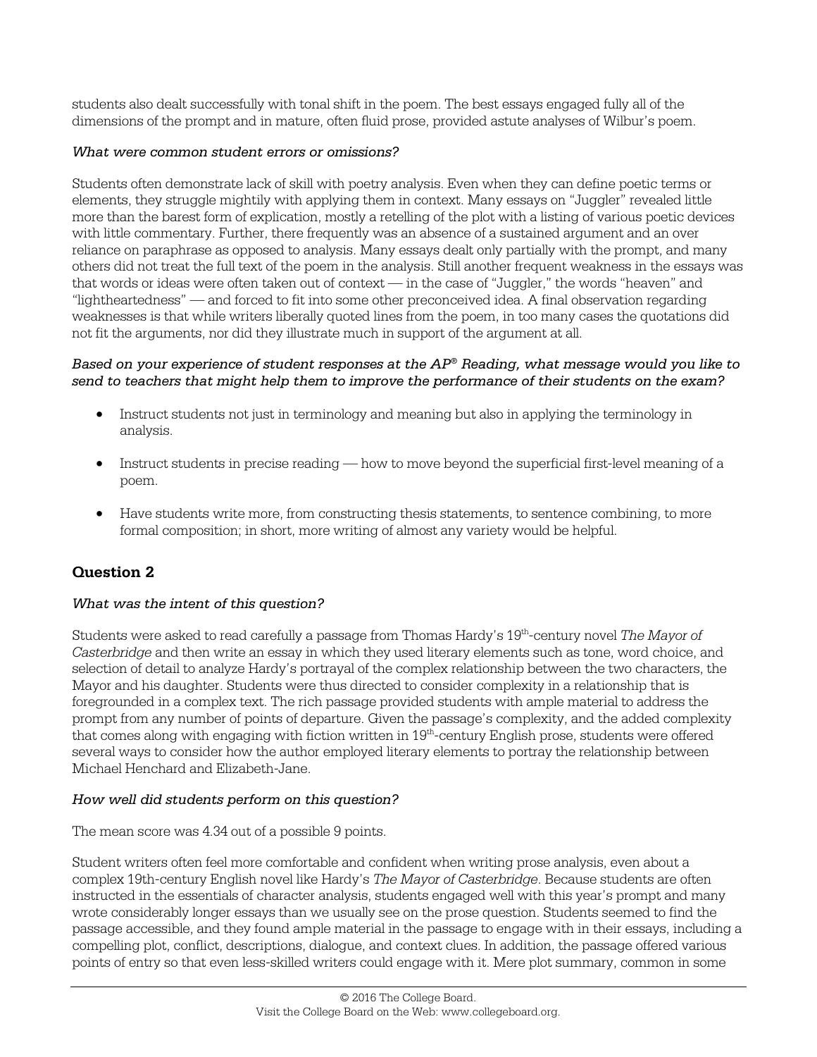students also dealt successfully with tonal shift in the poem. The best essays engaged fully all of the dimensions of the prompt and in mature, often fluid prose, provided astute analyses of Wilbur's poem.

*What were common student errors or omissions?*

Students often demonstrate lack of skill with poetry analysis. Even when they can define poetic terms or elements, they struggle mightily with applying them in context. Many essays on "Juggler" revealed little more than the barest form of explication, mostly a retelling of the plot with a listing of various poetic devices with little commentary. Further, there frequently was an absence of a sustained argument and an over reliance on paraphrase as opposed to analysis. Many essays dealt only partially with the prompt, and many others did not treat the full text of the poem in the analysis. Still another frequent weakness in the essays was that words or ideas were often taken out of context — in the case of "Juggler," the words "heaven" and "lightheartedness" — and forced to fit into some other preconceived idea. A final observation regarding weaknesses is that while writers liberally quoted lines from the poem, in too many cases the quotations did not fit the arguments, nor did they illustrate much in support of the argument at all.

*Based on your experience of student responses at the AP® Reading, what message would you like to send to teachers that might help them to improve the performance of their students on the exam?*

- Instruct students not just in terminology and meaning but also in applying the terminology in analysis.
- Instruct students in precise reading — how to move beyond the superficial first-level meaning of a poem.
- Have students write more, from constructing thesis statements, to sentence combining, to more formal composition; in short, more writing of almost any variety would be helpful.

## Question 2

*What was the intent of this question?*

Students were asked to read carefully a passage from Thomas Hardy's 19th-century novel *The Mayor of Casterbridge* and then write an essay in which they used literary elements such as tone, word choice, and selection of detail to analyze Hardy's portrayal of the complex relationship between the two characters, the Mayor and his daughter. Students were thus directed to consider complexity in a relationship that is foregrounded in a complex text. The rich passage provided students with ample material to address the prompt from any number of points of departure. Given the passage's complexity, and the added complexity that comes along with engaging with fiction written in 19th-century English prose, students were offered several ways to consider how the author employed literary elements to portray the relationship between Michael Henchard and Elizabeth-Jane.

*How well did students perform on this question?*

The mean score was 4.34 out of a possible 9 points.

Student writers often feel more comfortable and confident when writing prose analysis, even about a complex 19th-century English novel like Hardy's *The Mayor of Casterbridge*. Because students are often instructed in the essentials of character analysis, students engaged well with this year's prompt and many wrote considerably longer essays than we usually see on the prose question. Students seemed to find the passage accessible, and they found ample material in the passage to engage with in their essays, including a compelling plot, conflict, descriptions, dialogue, and context clues. In addition, the passage offered various points of entry so that even less-skilled writers could engage with it. Mere plot summary, common in some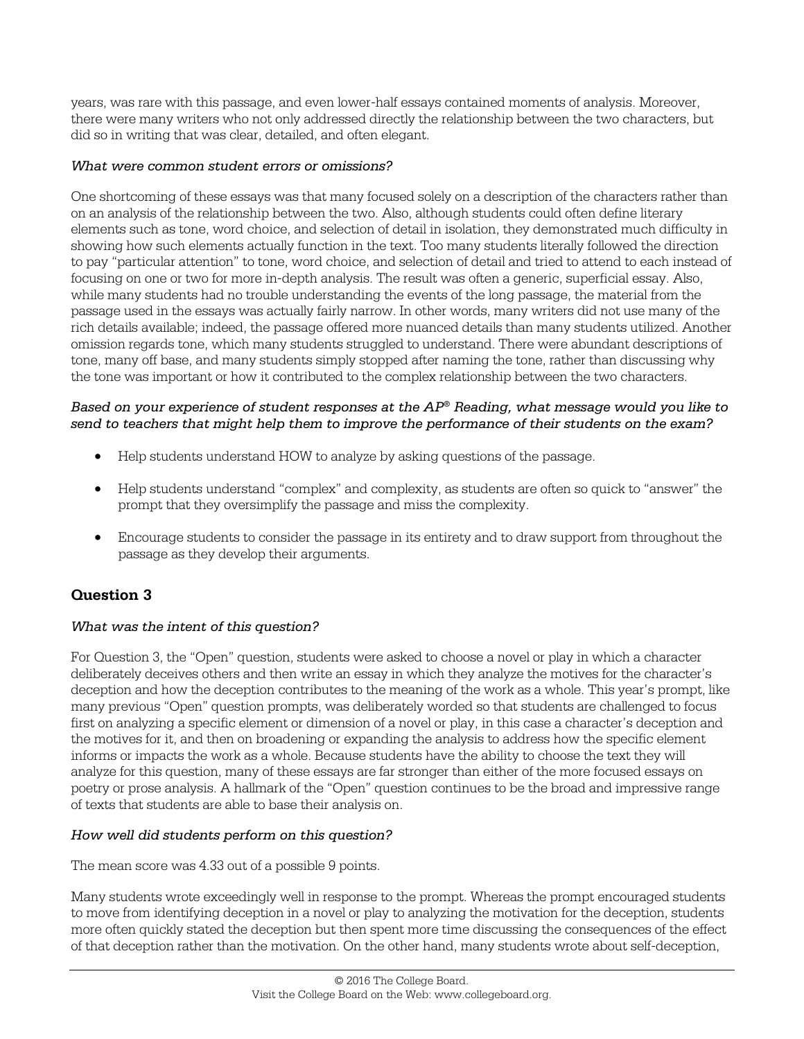years, was rare with this passage, and even lower-half essays contained moments of analysis. Moreover, there were many writers who not only addressed directly the relationship between the two characters, but did so in writing that was clear, detailed, and often elegant.

*What were common student errors or omissions?*

One shortcoming of these essays was that many focused solely on a description of the characters rather than on an analysis of the relationship between the two. Also, although students could often define literary elements such as tone, word choice, and selection of detail in isolation, they demonstrated much difficulty in showing how such elements actually function in the text. Too many students literally followed the direction to pay "particular attention" to tone, word choice, and selection of detail and tried to attend to each instead of focusing on one or two for more in-depth analysis. The result was often a generic, superficial essay. Also, while many students had no trouble understanding the events of the long passage, the material from the passage used in the essays was actually fairly narrow. In other words, many writers did not use many of the rich details available; indeed, the passage offered more nuanced details than many students utilized. Another omission regards tone, which many students struggled to understand. There were abundant descriptions of tone, many off base, and many students simply stopped after naming the tone, rather than discussing why the tone was important or how it contributed to the complex relationship between the two characters.

*Based on your experience of student responses at the AP® Reading, what message would you like to send to teachers that might help them to improve the performance of their students on the exam?*

- Help students understand HOW to analyze by asking questions of the passage.
- Help students understand "complex" and complexity, as students are often so quick to "answer" the prompt that they oversimplify the passage and miss the complexity.
- Encourage students to consider the passage in its entirety and to draw support from throughout the passage as they develop their arguments.

## Question 3

*What was the intent of this question?*

For Question 3, the "Open" question, students were asked to choose a novel or play in which a character deliberately deceives others and then write an essay in which they analyze the motives for the character's deception and how the deception contributes to the meaning of the work as a whole. This year's prompt, like many previous "Open" question prompts, was deliberately worded so that students are challenged to focus first on analyzing a specific element or dimension of a novel or play, in this case a character's deception and the motives for it, and then on broadening or expanding the analysis to address how the specific element informs or impacts the work as a whole. Because students have the ability to choose the text they will analyze for this question, many of these essays are far stronger than either of the more focused essays on poetry or prose analysis. A hallmark of the "Open" question continues to be the broad and impressive range of texts that students are able to base their analysis on.

*How well did students perform on this question?*

The mean score was 4.33 out of a possible 9 points.

Many students wrote exceedingly well in response to the prompt. Whereas the prompt encouraged students to move from identifying deception in a novel or play to analyzing the motivation for the deception, students more often quickly stated the deception but then spent more time discussing the consequences of the effect of that deception rather than the motivation. On the other hand, many students wrote about self-deception,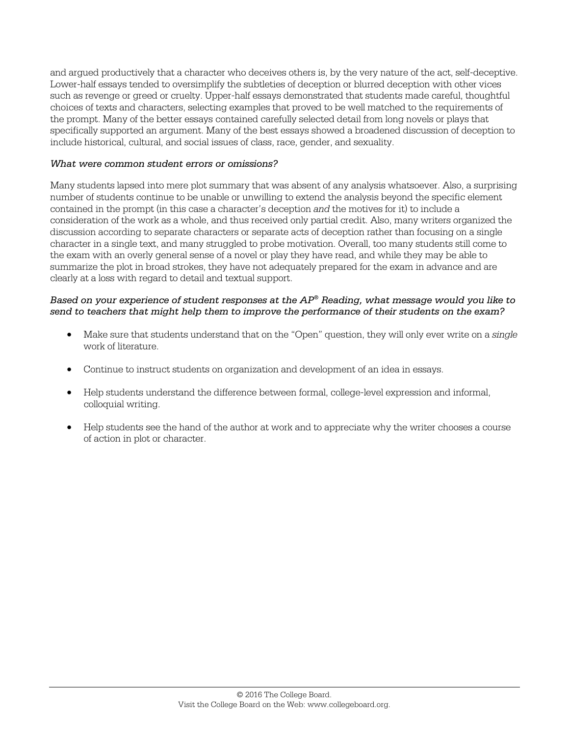and argued productively that a character who deceives others is, by the very nature of the act, self-deceptive. Lower-half essays tended to oversimplify the subtleties of deception or blurred deception with other vices such as revenge or greed or cruelty. Upper-half essays demonstrated that students made careful, thoughtful choices of texts and characters, selecting examples that proved to be well matched to the requirements of the prompt. Many of the better essays contained carefully selected detail from long novels or plays that specifically supported an argument. Many of the best essays showed a broadened discussion of deception to include historical, cultural, and social issues of class, race, gender, and sexuality.

*What were common student errors or omissions?*

Many students lapsed into mere plot summary that was absent of any analysis whatsoever. Also, a surprising number of students continue to be unable or unwilling to extend the analysis beyond the specific element contained in the prompt (in this case a character's deception *and* the motives for it) to include a consideration of the work as a whole, and thus received only partial credit. Also, many writers organized the discussion according to separate characters or separate acts of deception rather than focusing on a single character in a single text, and many struggled to probe motivation. Overall, too many students still come to the exam with an overly general sense of a novel or play they have read, and while they may be able to summarize the plot in broad strokes, they have not adequately prepared for the exam in advance and are clearly at a loss with regard to detail and textual support.

*Based on your experience of student responses at the AP® Reading, what message would you like to send to teachers that might help them to improve the performance of their students on the exam?*

- Make sure that students understand that on the "Open" question, they will only ever write on a *single* work of literature.
- Continue to instruct students on organization and development of an idea in essays.
- Help students understand the difference between formal, college-level expression and informal, colloquial writing.
- Help students see the hand of the author at work and to appreciate why the writer chooses a course of action in plot or character.